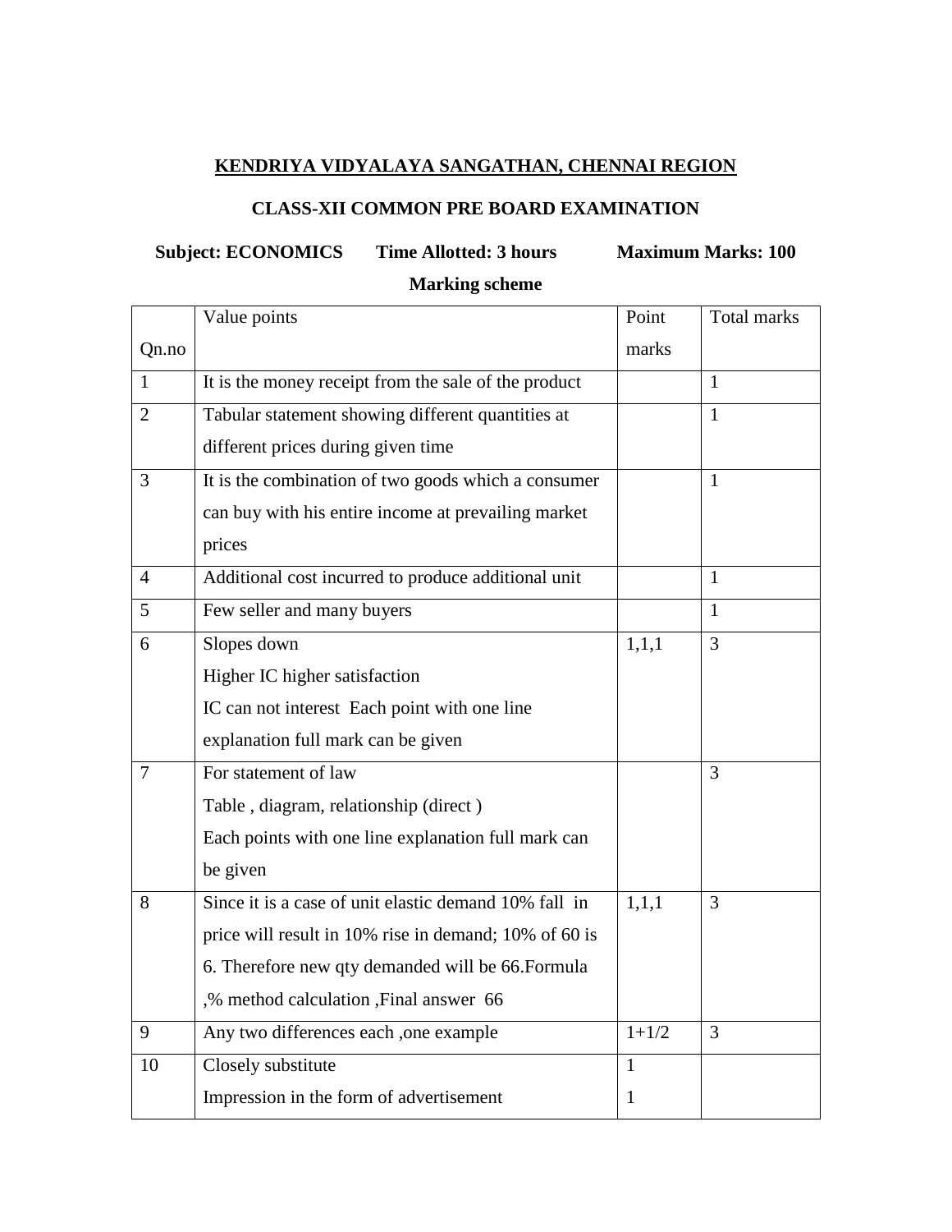**KENDRIYA VIDYALAYA SANGATHAN, CHENNAI REGION**

**CLASS-XII COMMON PRE BOARD EXAMINATION**

**Subject: ECONOMICS Time Allotted: 3 hours Maximum Marks: 100**

**Marking scheme**

| Qn.no | Value points | Point marks | Total marks |
|---|---|---|---|
| 1 | It is the money receipt from the sale of the product | | 1 |
| 2 | Tabular statement showing different quantities at different prices during given time | | 1 |
| 3 | It is the combination of two goods which a consumer can buy with his entire income at prevailing market prices | | 1 |
| 4 | Additional cost incurred to produce additional unit | | 1 |
| 5 | Few seller and many buyers | | 1 |
| 6 | Slopes down<br>Higher IC higher satisfaction<br>IC can not interest Each point with one line explanation full mark can be given | 1,1,1 | 3 |
| 7 | For statement of law<br>Table , diagram, relationship (direct )<br>Each points with one line explanation full mark can be given | | 3 |
| 8 | Since it is a case of unit elastic demand 10% fall in price will result in 10% rise in demand; 10% of 60 is 6. Therefore new qty demanded will be 66.Formula ,% method calculation ,Final answer 66 | 1,1,1 | 3 |
| 9 | Any two differences each ,one example | 1+1/2 | 3 |
| 10 | Closely substitute<br>Impression in the form of advertisement | 1<br>1 | |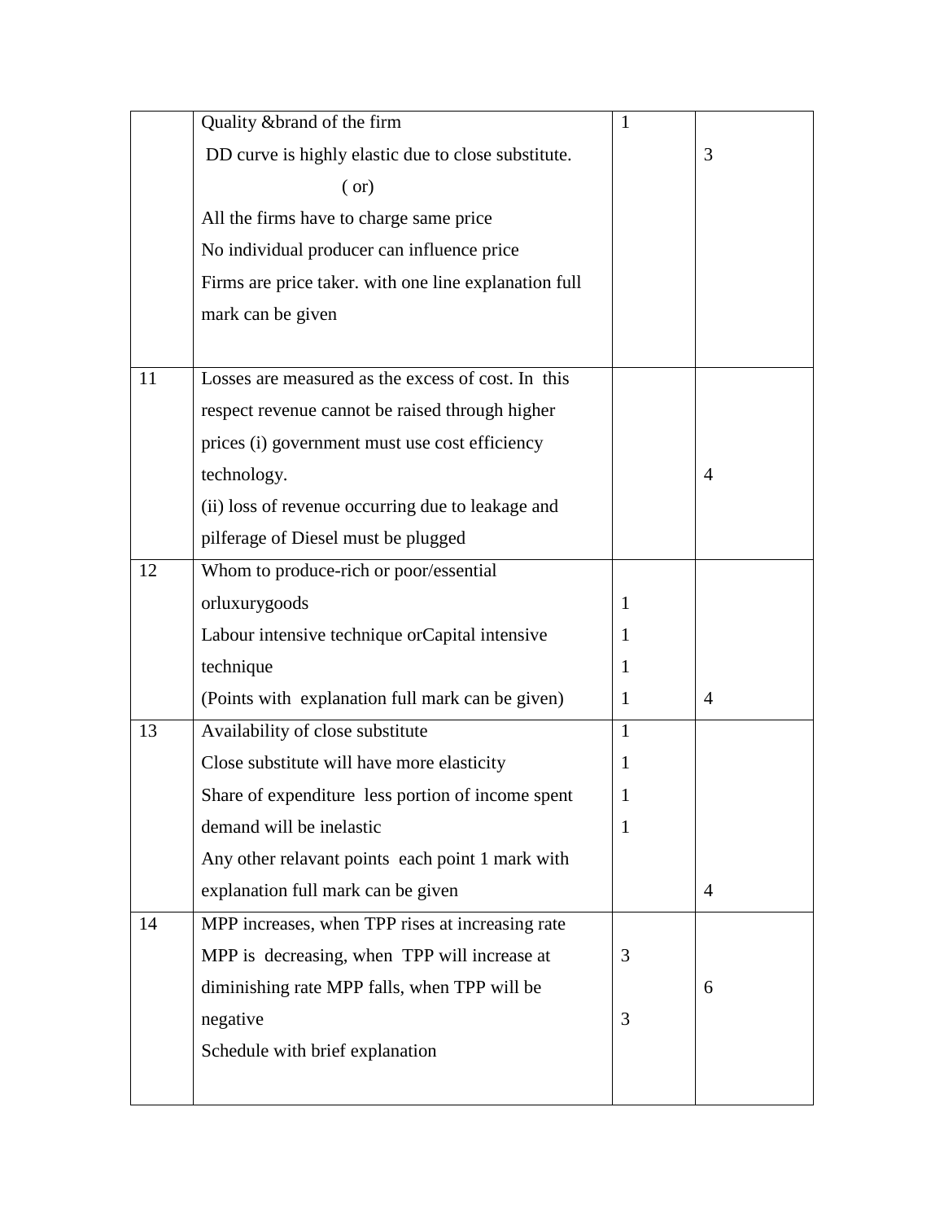| | | | |
|---|---|---|---|
| | Quality &brand of the firm<br>DD curve is highly elastic due to close substitute.<br>( or)<br>All the firms have to charge same price<br>No individual producer can influence price<br>Firms are price taker. with one line explanation full mark can be given | 1 | 3 |
| 11 | Losses are measured as the excess of cost. In this respect revenue cannot be raised through higher prices (i) government must use cost efficiency technology.<br>(ii) loss of revenue occurring due to leakage and pilferage of Diesel must be plugged | | 4 |
| 12 | Whom to produce-rich or poor/essential orluxurygoods<br>Labour intensive technique orCapital intensive technique<br>(Points with explanation full mark can be given) | 1<br>1<br>1<br>1 | 4 |
| 13 | Availability of close substitute<br>Close substitute will have more elasticity<br>Share of expenditure less portion of income spent demand will be inelastic<br>Any other relavant points each point 1 mark with explanation full mark can be given | 1<br>1<br>1<br>1 | 4 |
| 14 | MPP increases, when TPP rises at increasing rate<br>MPP is decreasing, when TPP will increase at diminishing rate MPP falls, when TPP will be negative<br>Schedule with brief explanation | 3<br>3 | 6 |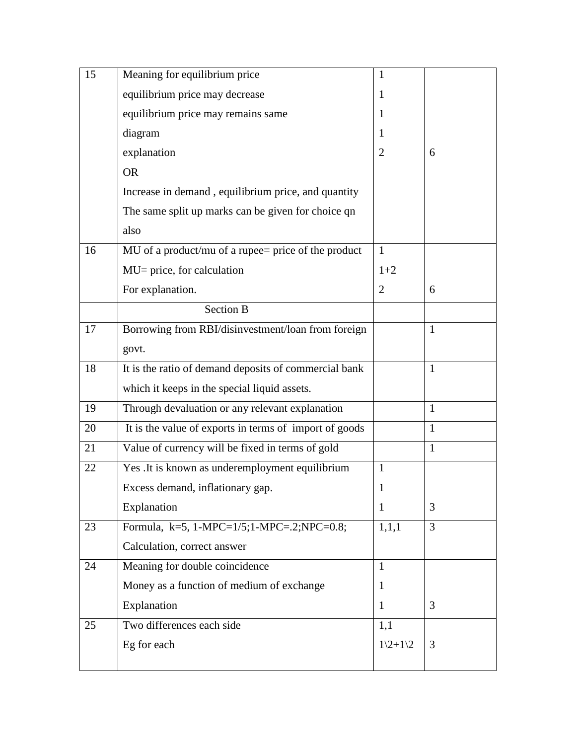| | | | |
|---|---|---|---|
| 15 | Meaning for equilibrium price<br>equilibrium price may decrease<br>equilibrium price may remains same<br>diagram<br>explanation<br>OR<br>Increase in demand , equilibrium price, and quantity<br>The same split up marks can be given for choice qn also | 1<br>1<br>1<br>1<br>2 | 6 |
| 16 | MU of a product/mu of a rupee= price of the product<br>MU= price, for calculation<br>For explanation. | 1<br>1+2<br>2 | 6 |
| | Section B | | |
| 17 | Borrowing from RBI/disinvestment/loan from foreign govt. | | 1 |
| 18 | It is the ratio of demand deposits of commercial bank which it keeps in the special liquid assets. | | 1 |
| 19 | Through devaluation or any relevant explanation | | 1 |
| 20 | It is the value of exports in terms of import of goods | | 1 |
| 21 | Value of currency will be fixed in terms of gold | | 1 |
| 22 | Yes .It is known as underemployment equilibrium<br>Excess demand, inflationary gap.<br>Explanation | 1<br>1<br>1 | 3 |
| 23 | Formula, k=5, 1-MPC=1/5;1-MPC=.2;NPC=0.8;<br>Calculation, correct answer | 1,1,1 | 3 |
| 24 | Meaning for double coincidence<br>Money as a function of medium of exchange<br>Explanation | 1<br>1<br>1 | 3 |
| 25 | Two differences each side<br>Eg for each | 1,1<br>1\2+1\2 | 3 |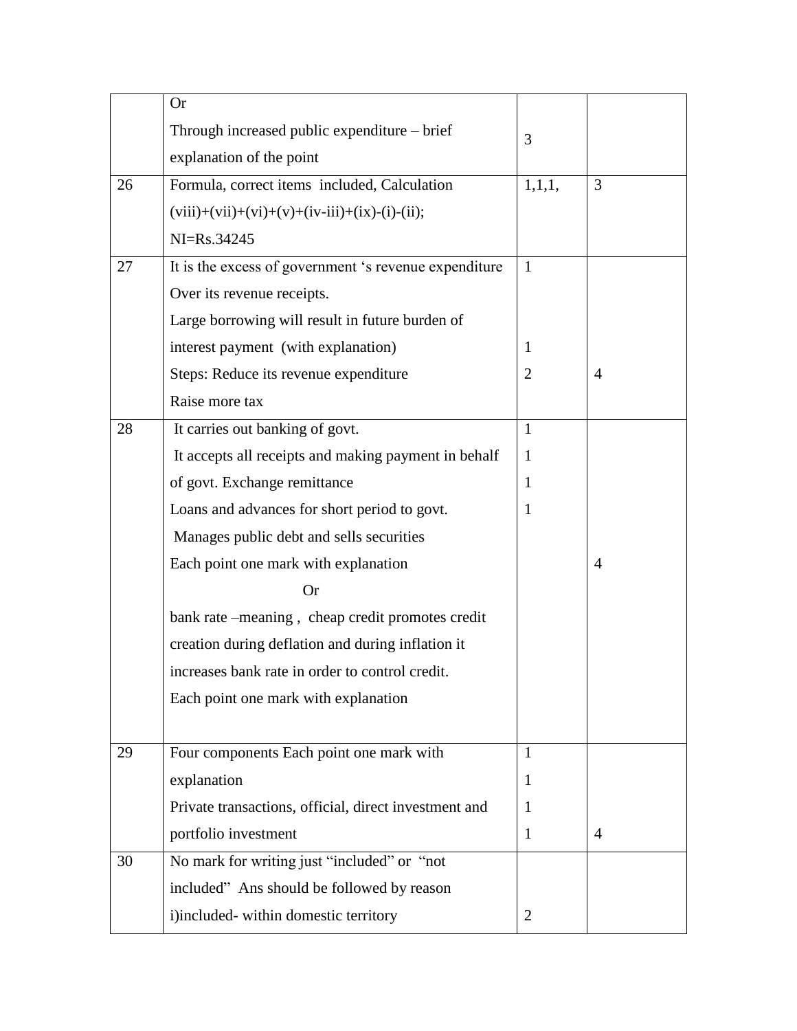| | | | |
|---|---|---|---|
| | Or<br>Through increased public expenditure – brief explanation of the point | 3 | |
| 26 | Formula, correct items included, Calculation<br>(viii)+(vii)+(vi)+(v)+(iv-iii)+(ix)-(i)-(ii);<br>NI=Rs.34245 | 1,1,1, | 3 |
| 27 | It is the excess of government 's revenue expenditure Over its revenue receipts.<br>Large borrowing will result in future burden of interest payment (with explanation)<br>Steps: Reduce its revenue expenditure<br>Raise more tax | 1<br><br><br>1<br>2 | 4 |
| 28 | It carries out banking of govt.<br>It accepts all receipts and making payment in behalf of govt. Exchange remittance<br>Loans and advances for short period to govt.<br>Manages public debt and sells securities<br>Each point one mark with explanation<br>Or<br>bank rate –meaning , cheap credit promotes credit creation during deflation and during inflation it increases bank rate in order to control credit.<br>Each point one mark with explanation | 1<br>1<br>1<br>1 | 4 |
| 29 | Four components Each point one mark with explanation<br>Private transactions, official, direct investment and portfolio investment | 1<br>1<br>1<br>1 | 4 |
| 30 | No mark for writing just "included" or "not included" Ans should be followed by reason<br>i)included- within domestic territory | 2 | |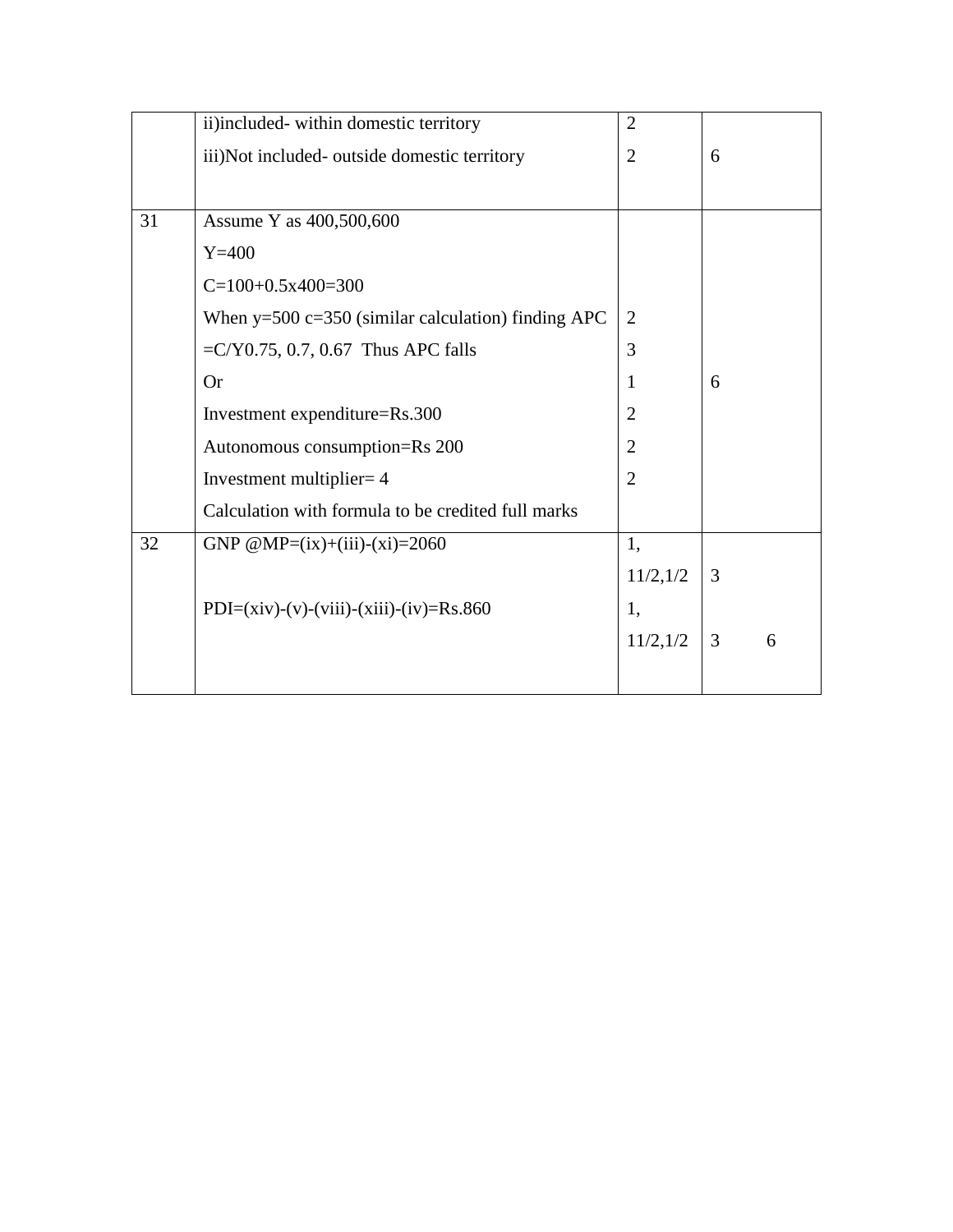| | | | |
|---|---|---|---|
| | ii)included- within domestic territory<br>iii)Not included- outside domestic territory | 2<br>2 | 6 |
| 31 | Assume Y as 400,500,600<br>Y=400<br>C=100+0.5x400=300<br>When y=500 c=350 (similar calculation) finding APC<br>=C/Y0.75, 0.7, 0.67 Thus APC falls<br>Or<br>Investment expenditure=Rs.300<br>Autonomous consumption=Rs 200<br>Investment multiplier= 4<br>Calculation with formula to be credited full marks | 2<br>3<br>1<br>2<br>2<br>2 | 6 |
| 32 | GNP @MP=(ix)+(iii)-(xi)=2060<br><br>PDI=(xiv)-(v)-(viii)-(xiii)-(iv)=Rs.860 | 1,<br>11/2,1/2<br>1,<br>11/2,1/2 | 3<br><br>3 6 |